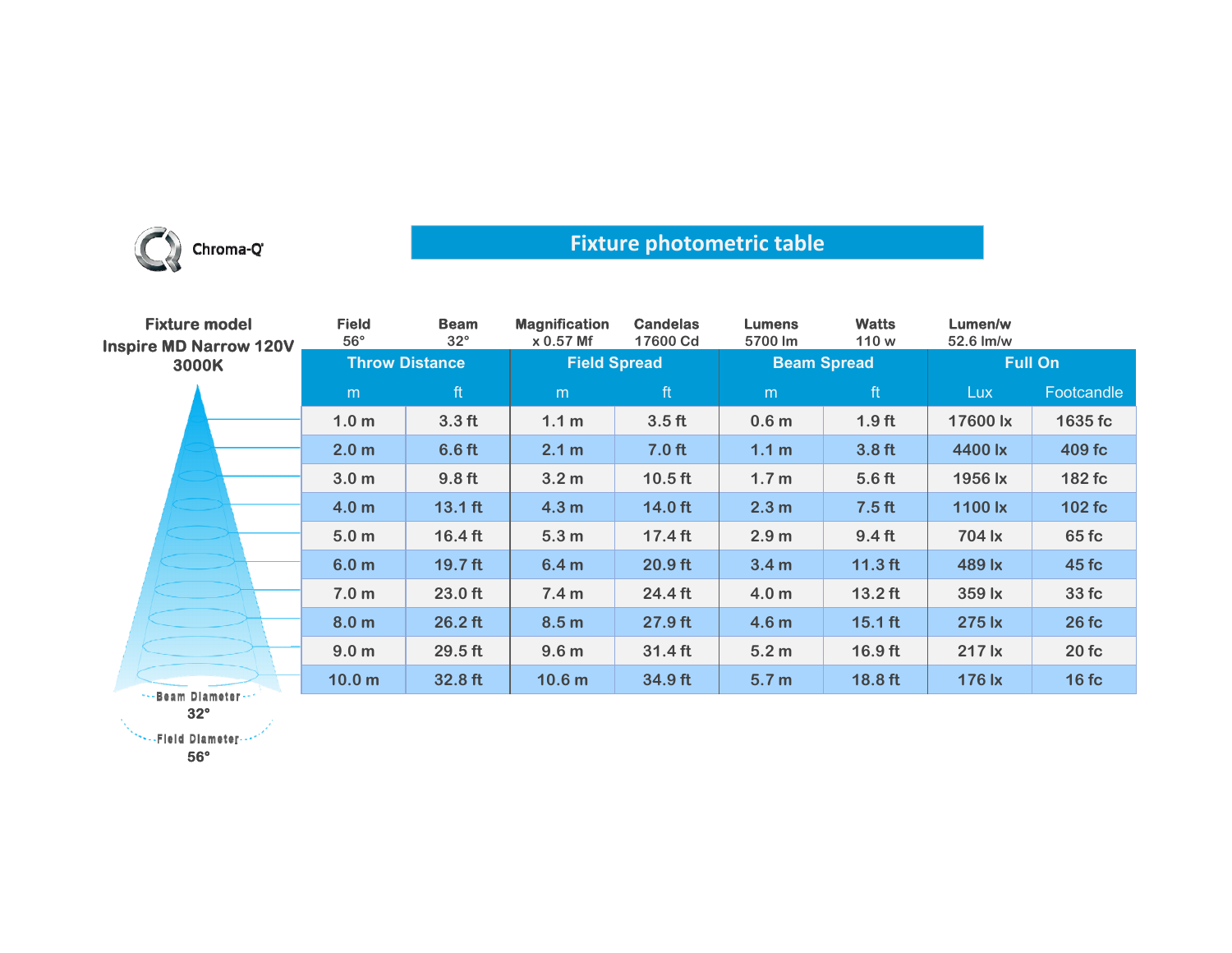Chroma-Q

# Fixture photometric table

**Fixture model**
**Inspire MD Narrow 120V**
**3000K**

| Field | Beam | Magnification | Candelas | Lumens | Watts | Lumen/w |
|---|---|---|---|---|---|---|
| 56° | 32° | x 0.57 Mf | 17600 Cd | 5700 lm | 110 w | 52.6 lm/w |

| Throw Distance | | Field Spread | | Beam Spread | | Full On | |
|---|---|---|---|---|---|---|---|
| m | ft | m | ft | m | ft | Lux | Footcandle |
| 1.0 m | 3.3 ft | 1.1 m | 3.5 ft | 0.6 m | 1.9 ft | 17600 lx | 1635 fc |
| 2.0 m | 6.6 ft | 2.1 m | 7.0 ft | 1.1 m | 3.8 ft | 4400 lx | 409 fc |
| 3.0 m | 9.8 ft | 3.2 m | 10.5 ft | 1.7 m | 5.6 ft | 1956 lx | 182 fc |
| 4.0 m | 13.1 ft | 4.3 m | 14.0 ft | 2.3 m | 7.5 ft | 1100 lx | 102 fc |
| 5.0 m | 16.4 ft | 5.3 m | 17.4 ft | 2.9 m | 9.4 ft | 704 lx | 65 fc |
| 6.0 m | 19.7 ft | 6.4 m | 20.9 ft | 3.4 m | 11.3 ft | 489 lx | 45 fc |
| 7.0 m | 23.0 ft | 7.4 m | 24.4 ft | 4.0 m | 13.2 ft | 359 lx | 33 fc |
| 8.0 m | 26.2 ft | 8.5 m | 27.9 ft | 4.6 m | 15.1 ft | 275 lx | 26 fc |
| 9.0 m | 29.5 ft | 9.6 m | 31.4 ft | 5.2 m | 16.9 ft | 217 lx | 20 fc |
| 10.0 m | 32.8 ft | 10.6 m | 34.9 ft | 5.7 m | 18.8 ft | 176 lx | 16 fc |

Beam Diameter 32°

Field Diameter 56°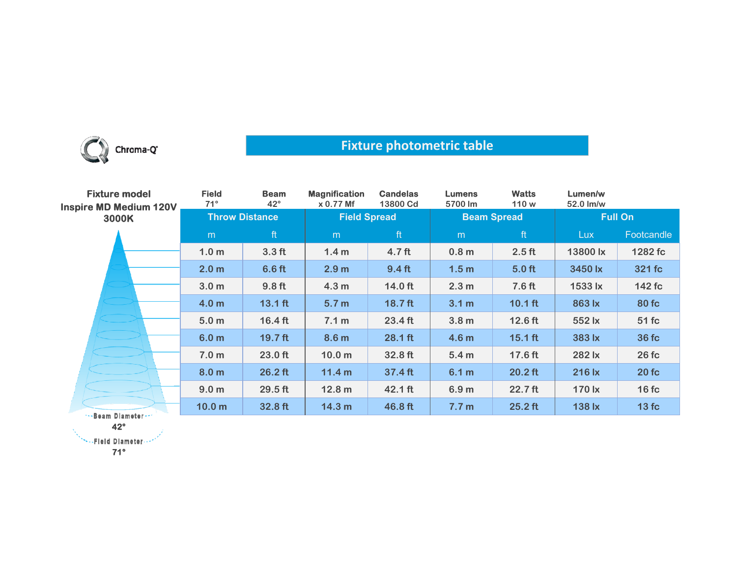Chroma-Q

# Fixture photometric table

**Fixture model**
**Inspire MD Medium 120V 3000K**

| Field | Beam | Magnification | Candelas | Lumens | Watts | Lumen/w |
|---|---|---|---|---|---|---|
| 71° | 42° | x 0.77 Mf | 13800 Cd | 5700 lm | 110 w | 52.0 lm/w |

| Throw Distance | | Field Spread | | Beam Spread | | Full On | |
|---|---|---|---|---|---|---|---|
| m | ft | m | ft | m | ft | Lux | Footcandle |
| 1.0 m | 3.3 ft | 1.4 m | 4.7 ft | 0.8 m | 2.5 ft | 13800 lx | 1282 fc |
| 2.0 m | 6.6 ft | 2.9 m | 9.4 ft | 1.5 m | 5.0 ft | 3450 lx | 321 fc |
| 3.0 m | 9.8 ft | 4.3 m | 14.0 ft | 2.3 m | 7.6 ft | 1533 lx | 142 fc |
| 4.0 m | 13.1 ft | 5.7 m | 18.7 ft | 3.1 m | 10.1 ft | 863 lx | 80 fc |
| 5.0 m | 16.4 ft | 7.1 m | 23.4 ft | 3.8 m | 12.6 ft | 552 lx | 51 fc |
| 6.0 m | 19.7 ft | 8.6 m | 28.1 ft | 4.6 m | 15.1 ft | 383 lx | 36 fc |
| 7.0 m | 23.0 ft | 10.0 m | 32.8 ft | 5.4 m | 17.6 ft | 282 lx | 26 fc |
| 8.0 m | 26.2 ft | 11.4 m | 37.4 ft | 6.1 m | 20.2 ft | 216 lx | 20 fc |
| 9.0 m | 29.5 ft | 12.8 m | 42.1 ft | 6.9 m | 22.7 ft | 170 lx | 16 fc |
| 10.0 m | 32.8 ft | 14.3 m | 46.8 ft | 7.7 m | 25.2 ft | 138 lx | 13 fc |

Beam Diameter
42°

Field Diameter
71°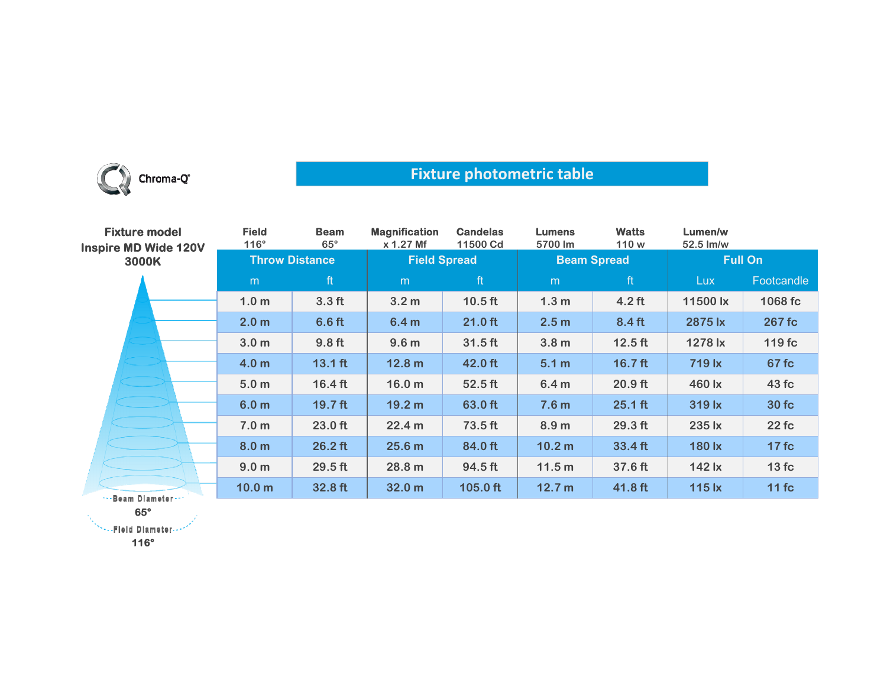Chroma-Q

# Fixture photometric table

**Fixture model**
**Inspire MD Wide 120V**
**3000K**

| Field | Beam | Magnification | Candelas | Lumens | Watts | Lumen/w |
|---|---|---|---|---|---|---|
| 116° | 65° | x 1.27 Mf | 11500 Cd | 5700 lm | 110 w | 52.5 lm/w |

| Throw Distance | | Field Spread | | Beam Spread | | Full On | |
|---|---|---|---|---|---|---|---|
| m | ft | m | ft | m | ft | Lux | Footcandle |
| 1.0 m | 3.3 ft | 3.2 m | 10.5 ft | 1.3 m | 4.2 ft | 11500 lx | 1068 fc |
| 2.0 m | 6.6 ft | 6.4 m | 21.0 ft | 2.5 m | 8.4 ft | 2875 lx | 267 fc |
| 3.0 m | 9.8 ft | 9.6 m | 31.5 ft | 3.8 m | 12.5 ft | 1278 lx | 119 fc |
| 4.0 m | 13.1 ft | 12.8 m | 42.0 ft | 5.1 m | 16.7 ft | 719 lx | 67 fc |
| 5.0 m | 16.4 ft | 16.0 m | 52.5 ft | 6.4 m | 20.9 ft | 460 lx | 43 fc |
| 6.0 m | 19.7 ft | 19.2 m | 63.0 ft | 7.6 m | 25.1 ft | 319 lx | 30 fc |
| 7.0 m | 23.0 ft | 22.4 m | 73.5 ft | 8.9 m | 29.3 ft | 235 lx | 22 fc |
| 8.0 m | 26.2 ft | 25.6 m | 84.0 ft | 10.2 m | 33.4 ft | 180 lx | 17 fc |
| 9.0 m | 29.5 ft | 28.8 m | 94.5 ft | 11.5 m | 37.6 ft | 142 lx | 13 fc |
| 10.0 m | 32.8 ft | 32.0 m | 105.0 ft | 12.7 m | 41.8 ft | 115 lx | 11 fc |

Beam Diameter
65°

Field Diameter
116°